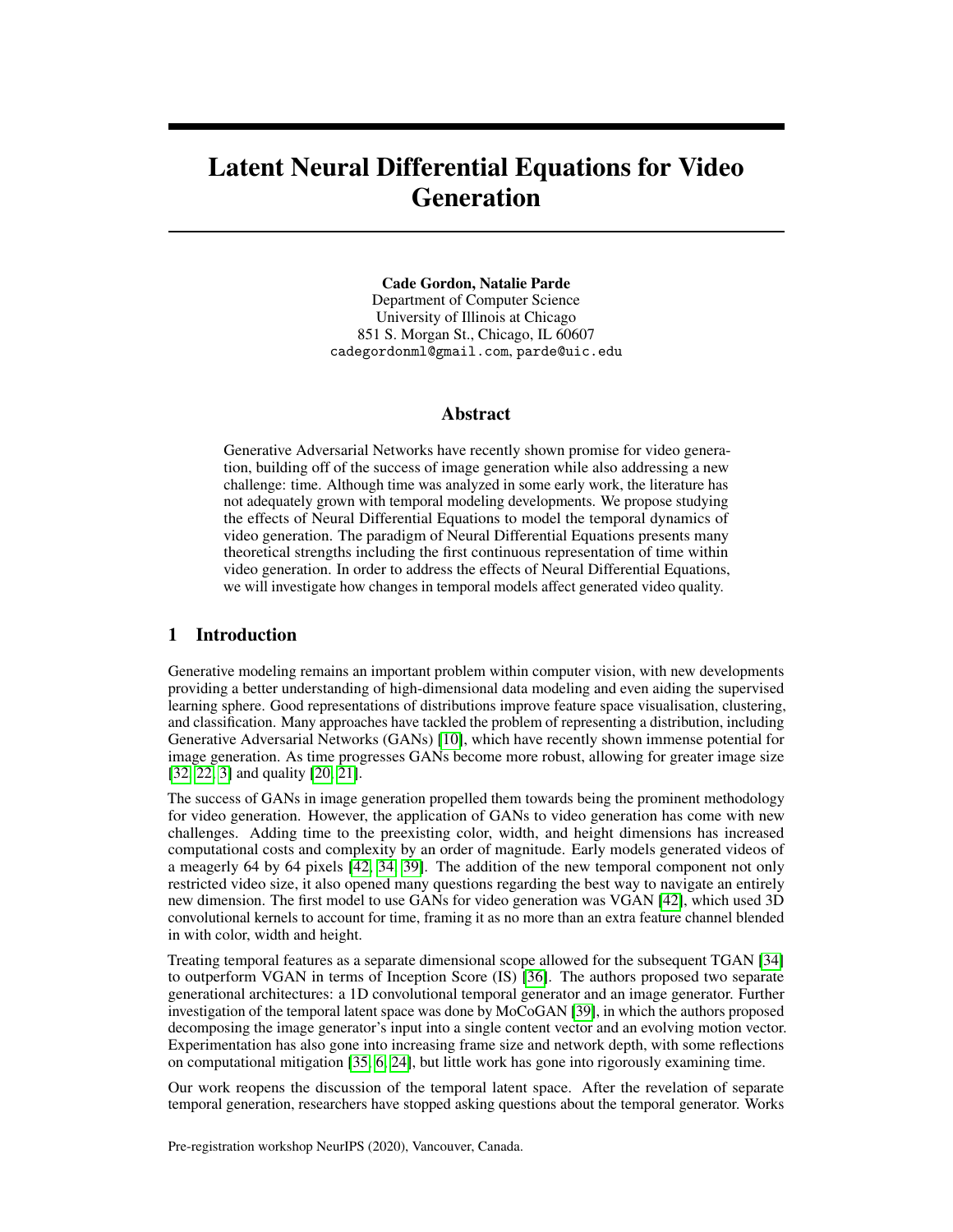# Latent Neural Differential Equations for Video Generation

**Cade Gordon, Natalie Parde**
Department of Computer Science
University of Illinois at Chicago
851 S. Morgan St., Chicago, IL 60607
cadegordonml@gmail.com, parde@uic.edu

## Abstract

Generative Adversarial Networks have recently shown promise for video generation, building off of the success of image generation while also addressing a new challenge: time. Although time was analyzed in some early work, the literature has not adequately grown with temporal modeling developments. We propose studying the effects of Neural Differential Equations to model the temporal dynamics of video generation. The paradigm of Neural Differential Equations presents many theoretical strengths including the first continuous representation of time within video generation. In order to address the effects of Neural Differential Equations, we will investigate how changes in temporal models affect generated video quality.

## 1 Introduction

Generative modeling remains an important problem within computer vision, with new developments providing a better understanding of high-dimensional data modeling and even aiding the supervised learning sphere. Good representations of distributions improve feature space visualisation, clustering, and classification. Many approaches have tackled the problem of representing a distribution, including Generative Adversarial Networks (GANs) [10], which have recently shown immense potential for image generation. As time progresses GANs become more robust, allowing for greater image size [32, 22, 3] and quality [20, 21].

The success of GANs in image generation propelled them towards being the prominent methodology for video generation. However, the application of GANs to video generation has come with new challenges. Adding time to the preexisting color, width, and height dimensions has increased computational costs and complexity by an order of magnitude. Early models generated videos of a meagerly 64 by 64 pixels [42, 34, 39]. The addition of the new temporal component not only restricted video size, it also opened many questions regarding the best way to navigate an entirely new dimension. The first model to use GANs for video generation was VGAN [42], which used 3D convolutional kernels to account for time, framing it as no more than an extra feature channel blended in with color, width and height.

Treating temporal features as a separate dimensional scope allowed for the subsequent TGAN [34] to outperform VGAN in terms of Inception Score (IS) [36]. The authors proposed two separate generational architectures: a 1D convolutional temporal generator and an image generator. Further investigation of the temporal latent space was done by MoCoGAN [39], in which the authors proposed decomposing the image generator's input into a single content vector and an evolving motion vector. Experimentation has also gone into increasing frame size and network depth, with some reflections on computational mitigation [35, 6, 24], but little work has gone into rigorously examining time.

Our work reopens the discussion of the temporal latent space. After the revelation of separate temporal generation, researchers have stopped asking questions about the temporal generator. Works

Pre-registration workshop NeurIPS (2020), Vancouver, Canada.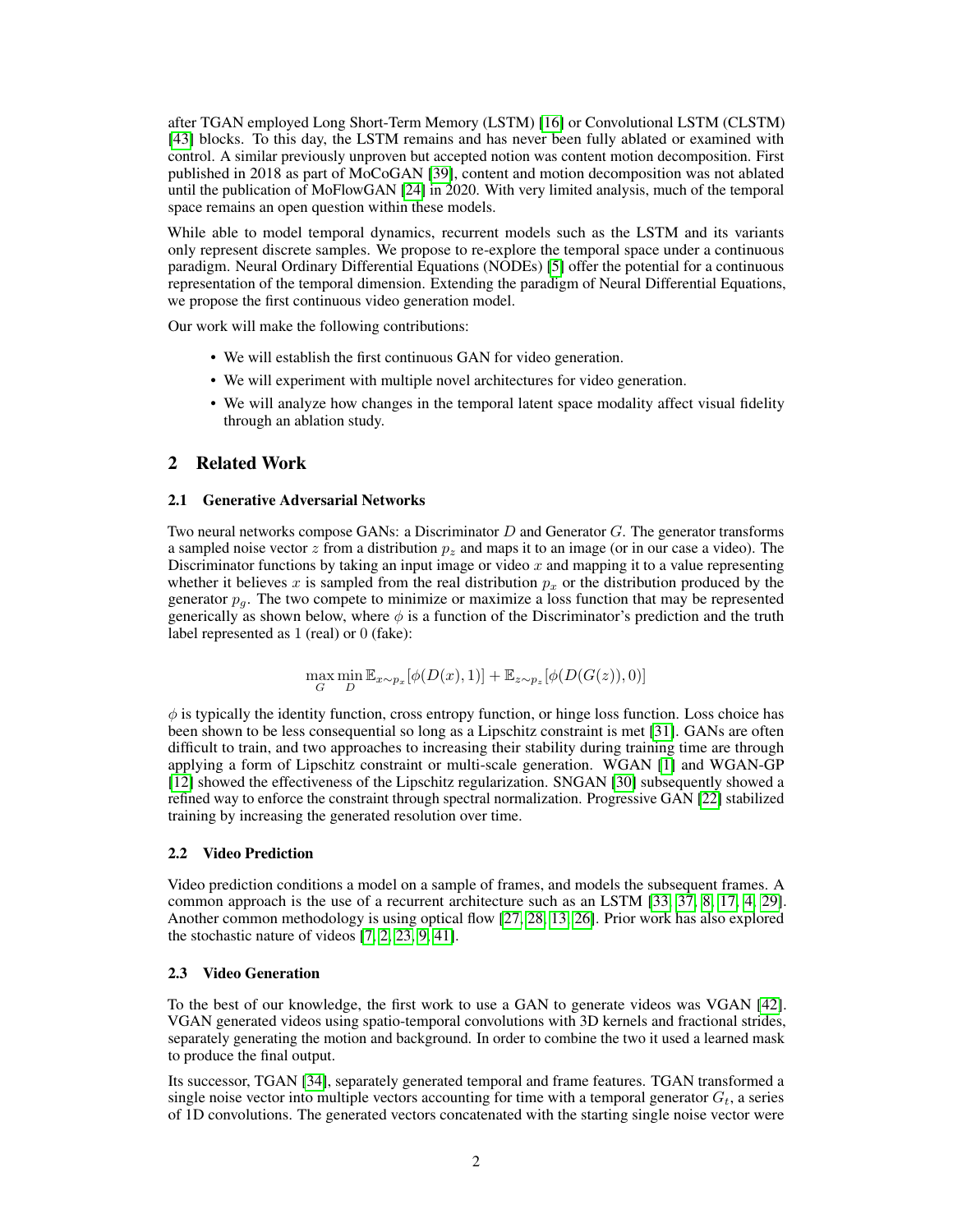after TGAN employed Long Short-Term Memory (LSTM) [16] or Convolutional LSTM (CLSTM) [43] blocks. To this day, the LSTM remains and has never been fully ablated or examined with control. A similar previously unproven but accepted notion was content motion decomposition. First published in 2018 as part of MoCoGAN [39], content and motion decomposition was not ablated until the publication of MoFlowGAN [24] in 2020. With very limited analysis, much of the temporal space remains an open question within these models.

While able to model temporal dynamics, recurrent models such as the LSTM and its variants only represent discrete samples. We propose to re-explore the temporal space under a continuous paradigm. Neural Ordinary Differential Equations (NODEs) [5] offer the potential for a continuous representation of the temporal dimension. Extending the paradigm of Neural Differential Equations, we propose the first continuous video generation model.

Our work will make the following contributions:

- We will establish the first continuous GAN for video generation.
- We will experiment with multiple novel architectures for video generation.
- We will analyze how changes in the temporal latent space modality affect visual fidelity through an ablation study.

## 2 Related Work

### 2.1 Generative Adversarial Networks

Two neural networks compose GANs: a Discriminator $D$ and Generator $G$. The generator transforms a sampled noise vector $z$ from a distribution $p_z$ and maps it to an image (or in our case a video). The Discriminator functions by taking an input image or video $x$ and mapping it to a value representing whether it believes $x$ is sampled from the real distribution $p_x$ or the distribution produced by the generator $p_g$. The two compete to minimize or maximize a loss function that may be represented generically as shown below, where $\phi$ is a function of the Discriminator's prediction and the truth label represented as 1 (real) or 0 (fake):

$$\max_{G} \min_{D} \mathbb{E}_{x \sim p_x}[\phi(D(x), 1)] + \mathbb{E}_{z \sim p_z}[\phi(D(G(z)), 0)]$$

$\phi$ is typically the identity function, cross entropy function, or hinge loss function. Loss choice has been shown to be less consequential so long as a Lipschitz constraint is met [31]. GANs are often difficult to train, and two approaches to increasing their stability during training time are through applying a form of Lipschitz constraint or multi-scale generation. WGAN [1] and WGAN-GP [12] showed the effectiveness of the Lipschitz regularization. SNGAN [30] subsequently showed a refined way to enforce the constraint through spectral normalization. Progressive GAN [22] stabilized training by increasing the generated resolution over time.

### 2.2 Video Prediction

Video prediction conditions a model on a sample of frames, and models the subsequent frames. A common approach is the use of a recurrent architecture such as an LSTM [33, 37, 8, 17, 4, 29]. Another common methodology is using optical flow [27, 28, 13, 26]. Prior work has also explored the stochastic nature of videos [7, 2, 23, 9, 41].

### 2.3 Video Generation

To the best of our knowledge, the first work to use a GAN to generate videos was VGAN [42]. VGAN generated videos using spatio-temporal convolutions with 3D kernels and fractional strides, separately generating the motion and background. In order to combine the two it used a learned mask to produce the final output.

Its successor, TGAN [34], separately generated temporal and frame features. TGAN transformed a single noise vector into multiple vectors accounting for time with a temporal generator $G_t$, a series of 1D convolutions. The generated vectors concatenated with the starting single noise vector were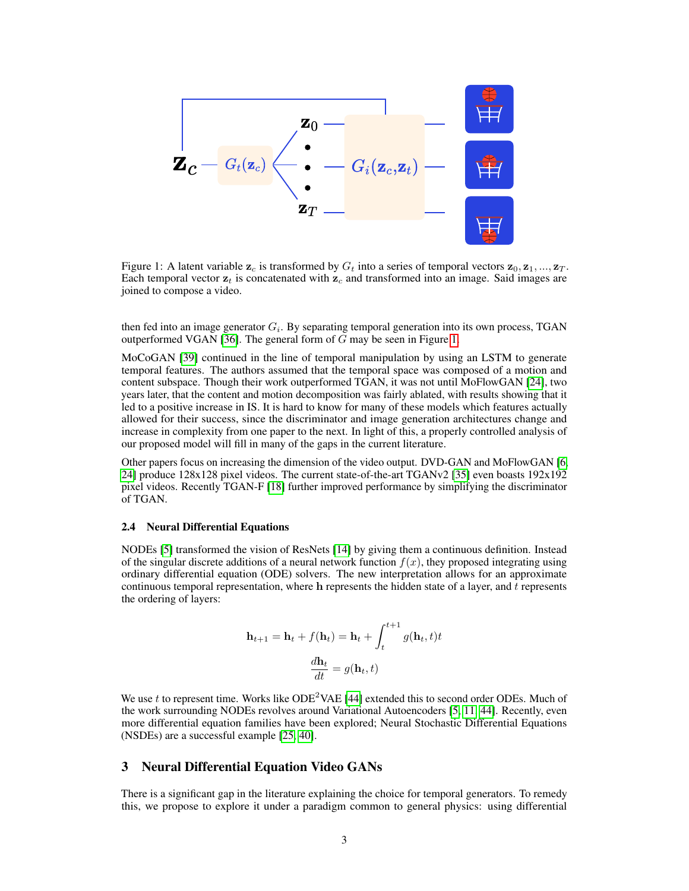Figure 1: A latent variable $\mathbf{z}_c$ is transformed by $G_t$ into a series of temporal vectors $\mathbf{z}_0, \mathbf{z}_1, ..., \mathbf{z}_T$. Each temporal vector $\mathbf{z}_t$ is concatenated with $\mathbf{z}_c$ and transformed into an image. Said images are joined to compose a video.

then fed into an image generator $G_i$. By separating temporal generation into its own process, TGAN outperformed VGAN [36]. The general form of $G$ may be seen in Figure 1.

MoCoGAN [39] continued in the line of temporal manipulation by using an LSTM to generate temporal features. The authors assumed that the temporal space was composed of a motion and content subspace. Though their work outperformed TGAN, it was not until MoFlowGAN [24], two years later, that the content and motion decomposition was fairly ablated, with results showing that it led to a positive increase in IS. It is hard to know for many of these models which features actually allowed for their success, since the discriminator and image generation architectures change and increase in complexity from one paper to the next. In light of this, a properly controlled analysis of our proposed model will fill in many of the gaps in the current literature.

Other papers focus on increasing the dimension of the video output. DVD-GAN and MoFlowGAN [6, 24] produce 128x128 pixel videos. The current state-of-the-art TGANv2 [35] even boasts 192x192 pixel videos. Recently TGAN-F [18] further improved performance by simplifying the discriminator of TGAN.

### 2.4 Neural Differential Equations

NODEs [5] transformed the vision of ResNets [14] by giving them a continuous definition. Instead of the singular discrete additions of a neural network function $f(x)$, they proposed integrating using ordinary differential equation (ODE) solvers. The new interpretation allows for an approximate continuous temporal representation, where $\mathbf{h}$ represents the hidden state of a layer, and $t$ represents the ordering of layers:

$$\mathbf{h}_{t+1} = \mathbf{h}_t + f(\mathbf{h}_t) = \mathbf{h}_t + \int_t^{t+1} g(\mathbf{h}_t, t)t$$

$$\frac{d\mathbf{h}_t}{dt} = g(\mathbf{h}_t, t)$$

We use $t$ to represent time. Works like ODE$^2$VAE [44] extended this to second order ODEs. Much of the work surrounding NODEs revolves around Variational Autoencoders [5, 11, 44]. Recently, even more differential equation families have been explored; Neural Stochastic Differential Equations (NSDEs) are a successful example [25, 40].

## 3 Neural Differential Equation Video GANs

There is a significant gap in the literature explaining the choice for temporal generators. To remedy this, we propose to explore it under a paradigm common to general physics: using differential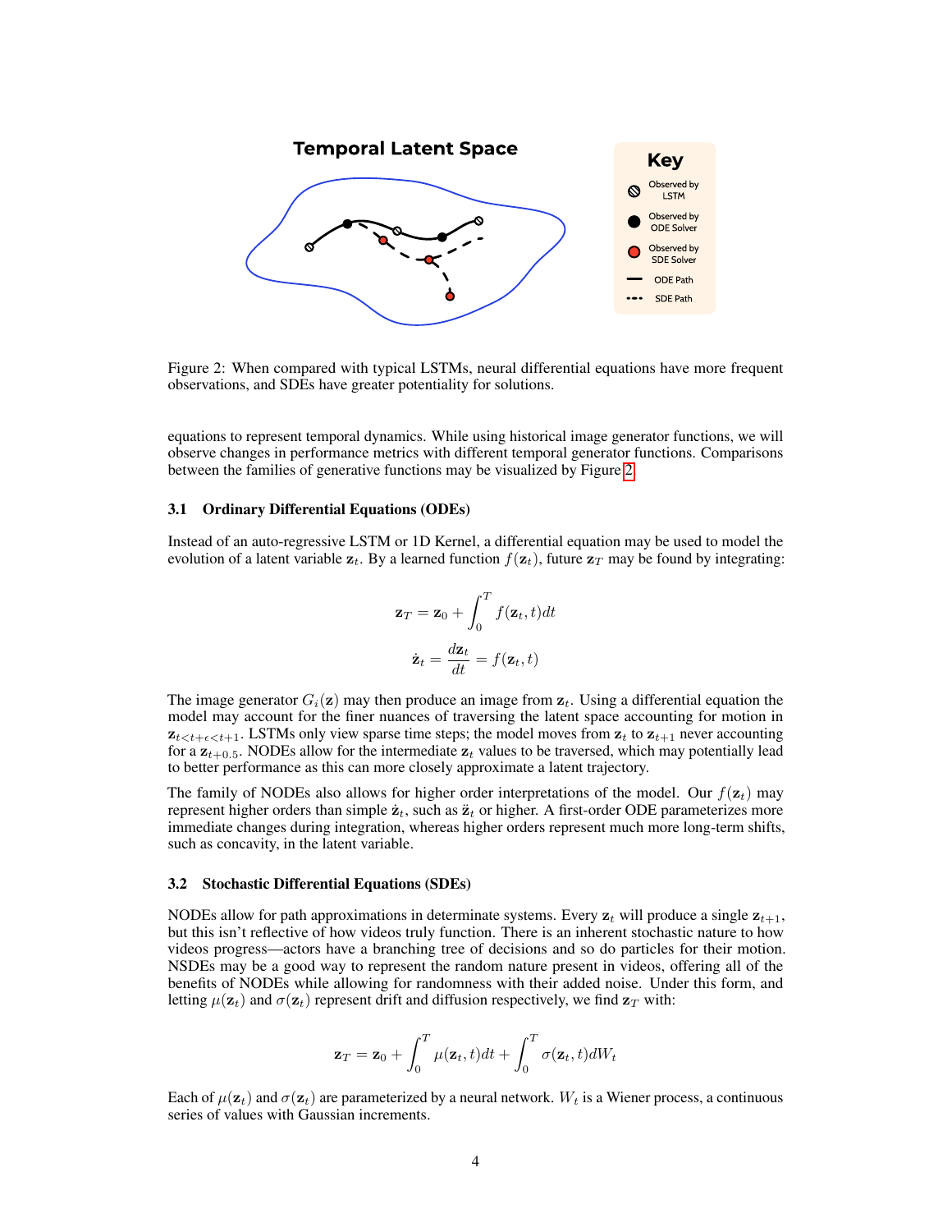Figure 2: When compared with typical LSTMs, neural differential equations have more frequent observations, and SDEs have greater potentiality for solutions.

equations to represent temporal dynamics. While using historical image generator functions, we will observe changes in performance metrics with different temporal generator functions. Comparisons between the families of generative functions may be visualized by Figure 2.

### 3.1 Ordinary Differential Equations (ODEs)

Instead of an auto-regressive LSTM or 1D Kernel, a differential equation may be used to model the evolution of a latent variable $\mathbf{z}_t$. By a learned function $f(\mathbf{z}_t)$, future $\mathbf{z}_T$ may be found by integrating:

$$\mathbf{z}_T = \mathbf{z}_0 + \int_0^T f(\mathbf{z}_t, t)dt$$

$$\dot{\mathbf{z}}_t = \frac{d\mathbf{z}_t}{dt} = f(\mathbf{z}_t, t)$$

The image generator $G_i(\mathbf{z})$ may then produce an image from $\mathbf{z}_t$. Using a differential equation the model may account for the finer nuances of traversing the latent space accounting for motion in $\mathbf{z}_{t<t+\epsilon<t+1}$. LSTMs only view sparse time steps; the model moves from $\mathbf{z}_t$ to $\mathbf{z}_{t+1}$ never accounting for a $\mathbf{z}_{t+0.5}$. NODEs allow for the intermediate $\mathbf{z}_t$ values to be traversed, which may potentially lead to better performance as this can more closely approximate a latent trajectory.

The family of NODEs also allows for higher order interpretations of the model. Our $f(\mathbf{z}_t)$ may represent higher orders than simple $\dot{\mathbf{z}}_t$, such as $\ddot{\mathbf{z}}_t$ or higher. A first-order ODE parameterizes more immediate changes during integration, whereas higher orders represent much more long-term shifts, such as concavity, in the latent variable.

### 3.2 Stochastic Differential Equations (SDEs)

NODEs allow for path approximations in determinate systems. Every $\mathbf{z}_t$ will produce a single $\mathbf{z}_{t+1}$, but this isn't reflective of how videos truly function. There is an inherent stochastic nature to how videos progress—actors have a branching tree of decisions and so do particles for their motion. NSDEs may be a good way to represent the random nature present in videos, offering all of the benefits of NODEs while allowing for randomness with their added noise. Under this form, and letting $\mu(\mathbf{z}_t)$ and $\sigma(\mathbf{z}_t)$ represent drift and diffusion respectively, we find $\mathbf{z}_T$ with:

$$\mathbf{z}_T = \mathbf{z}_0 + \int_0^T \mu(\mathbf{z}_t, t)dt + \int_0^T \sigma(\mathbf{z}_t, t)dW_t$$

Each of $\mu(\mathbf{z}_t)$ and $\sigma(\mathbf{z}_t)$ are parameterized by a neural network. $W_t$ is a Wiener process, a continuous series of values with Gaussian increments.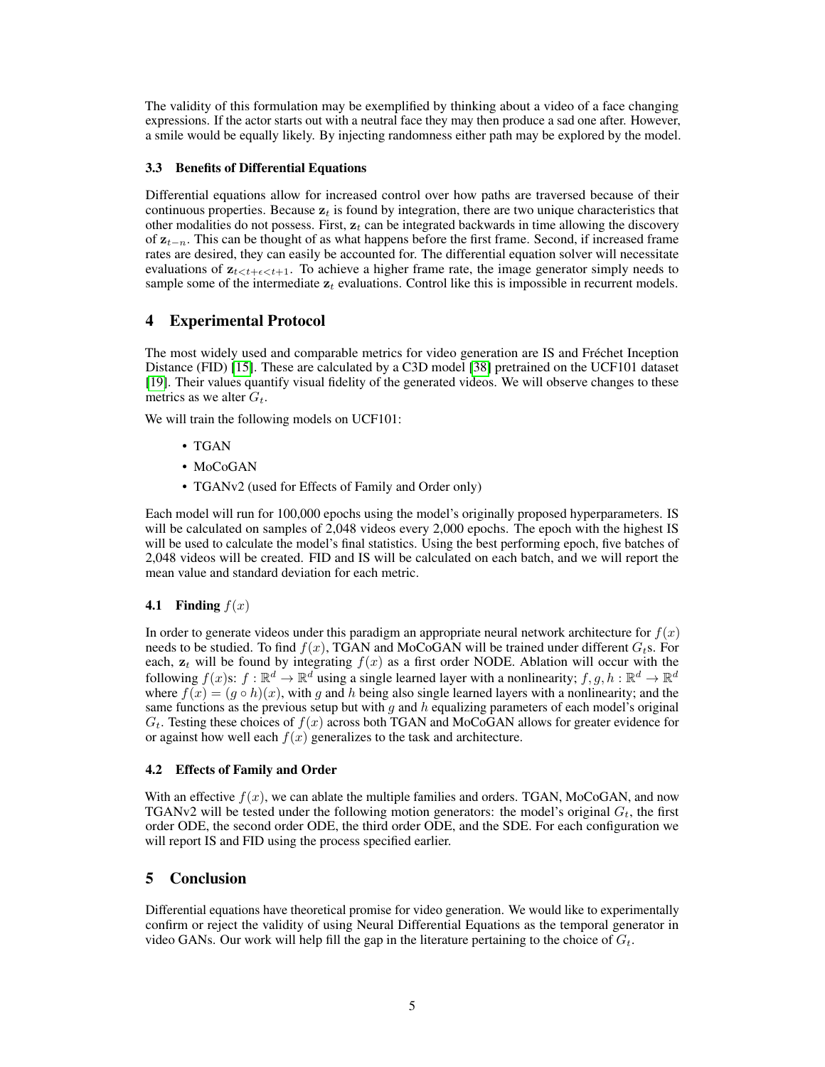The validity of this formulation may be exemplified by thinking about a video of a face changing expressions. If the actor starts out with a neutral face they may then produce a sad one after. However, a smile would be equally likely. By injecting randomness either path may be explored by the model.

### 3.3 Benefits of Differential Equations

Differential equations allow for increased control over how paths are traversed because of their continuous properties. Because $\mathbf{z}_t$ is found by integration, there are two unique characteristics that other modalities do not possess. First, $\mathbf{z}_t$ can be integrated backwards in time allowing the discovery of $\mathbf{z}_{t-n}$. This can be thought of as what happens before the first frame. Second, if increased frame rates are desired, they can easily be accounted for. The differential equation solver will necessitate evaluations of $\mathbf{z}_{t<t+\epsilon<t+1}$. To achieve a higher frame rate, the image generator simply needs to sample some of the intermediate $\mathbf{z}_t$ evaluations. Control like this is impossible in recurrent models.

## 4 Experimental Protocol

The most widely used and comparable metrics for video generation are IS and Fréchet Inception Distance (FID) [15]. These are calculated by a C3D model [38] pretrained on the UCF101 dataset [19]. Their values quantify visual fidelity of the generated videos. We will observe changes to these metrics as we alter $G_t$.

We will train the following models on UCF101:

- TGAN
- MoCoGAN
- TGANv2 (used for Effects of Family and Order only)

Each model will run for 100,000 epochs using the model's originally proposed hyperparameters. IS will be calculated on samples of 2,048 videos every 2,000 epochs. The epoch with the highest IS will be used to calculate the model's final statistics. Using the best performing epoch, five batches of 2,048 videos will be created. FID and IS will be calculated on each batch, and we will report the mean value and standard deviation for each metric.

### 4.1 Finding $f(x)$

In order to generate videos under this paradigm an appropriate neural network architecture for $f(x)$ needs to be studied. To find $f(x)$, TGAN and MoCoGAN will be trained under different $G_t$s. For each, $\mathbf{z}_t$ will be found by integrating $f(x)$ as a first order NODE. Ablation will occur with the following $f(x)$s: $f : \mathbb{R}^d \rightarrow \mathbb{R}^d$ using a single learned layer with a nonlinearity; $f, g, h : \mathbb{R}^d \rightarrow \mathbb{R}^d$ where $f(x) = (g \circ h)(x)$, with $g$ and $h$ being also single learned layers with a nonlinearity; and the same functions as the previous setup but with $g$ and $h$ equalizing parameters of each model's original $G_t$. Testing these choices of $f(x)$ across both TGAN and MoCoGAN allows for greater evidence for or against how well each $f(x)$ generalizes to the task and architecture.

### 4.2 Effects of Family and Order

With an effective $f(x)$, we can ablate the multiple families and orders. TGAN, MoCoGAN, and now TGANv2 will be tested under the following motion generators: the model's original $G_t$, the first order ODE, the second order ODE, the third order ODE, and the SDE. For each configuration we will report IS and FID using the process specified earlier.

## 5 Conclusion

Differential equations have theoretical promise for video generation. We would like to experimentally confirm or reject the validity of using Neural Differential Equations as the temporal generator in video GANs. Our work will help fill the gap in the literature pertaining to the choice of $G_t$.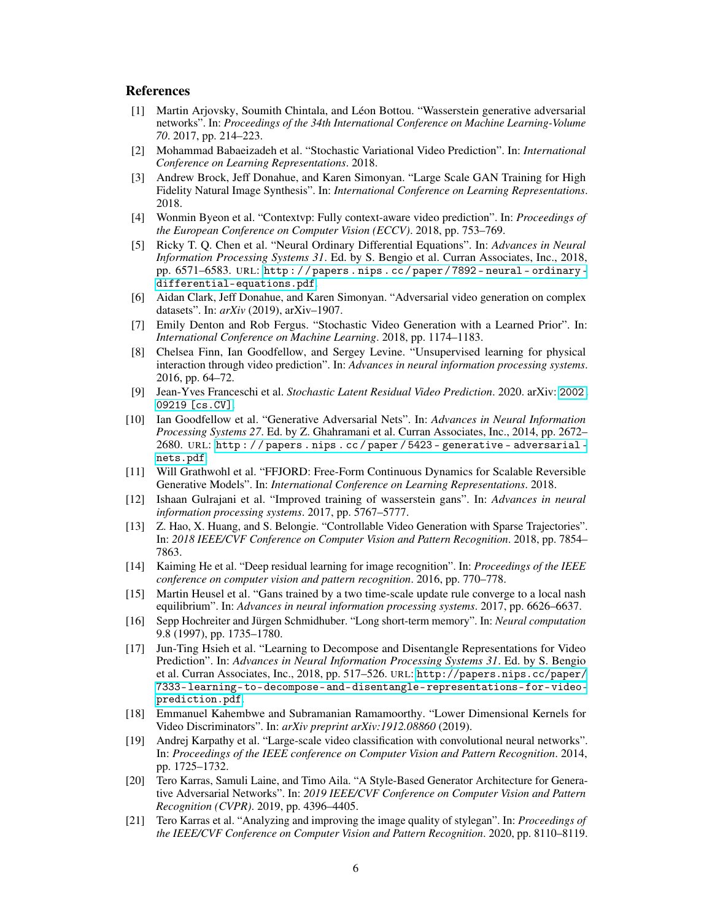## References

[1] Martin Arjovsky, Soumith Chintala, and Léon Bottou. "Wasserstein generative adversarial networks". In: *Proceedings of the 34th International Conference on Machine Learning-Volume 70*. 2017, pp. 214–223.

[2] Mohammad Babaeizadeh et al. "Stochastic Variational Video Prediction". In: *International Conference on Learning Representations*. 2018.

[3] Andrew Brock, Jeff Donahue, and Karen Simonyan. "Large Scale GAN Training for High Fidelity Natural Image Synthesis". In: *International Conference on Learning Representations*. 2018.

[4] Wonmin Byeon et al. "Contextvp: Fully context-aware video prediction". In: *Proceedings of the European Conference on Computer Vision (ECCV)*. 2018, pp. 753–769.

[5] Ricky T. Q. Chen et al. "Neural Ordinary Differential Equations". In: *Advances in Neural Information Processing Systems 31*. Ed. by S. Bengio et al. Curran Associates, Inc., 2018, pp. 6571–6583. URL: http://papers.nips.cc/paper/7892-neural-ordinary-differential-equations.pdf.

[6] Aidan Clark, Jeff Donahue, and Karen Simonyan. "Adversarial video generation on complex datasets". In: *arXiv* (2019), arXiv–1907.

[7] Emily Denton and Rob Fergus. "Stochastic Video Generation with a Learned Prior". In: *International Conference on Machine Learning*. 2018, pp. 1174–1183.

[8] Chelsea Finn, Ian Goodfellow, and Sergey Levine. "Unsupervised learning for physical interaction through video prediction". In: *Advances in neural information processing systems*. 2016, pp. 64–72.

[9] Jean-Yves Franceschi et al. *Stochastic Latent Residual Video Prediction*. 2020. arXiv: 2002.09219 [cs.CV].

[10] Ian Goodfellow et al. "Generative Adversarial Nets". In: *Advances in Neural Information Processing Systems 27*. Ed. by Z. Ghahramani et al. Curran Associates, Inc., 2014, pp. 2672–2680. URL: http://papers.nips.cc/paper/5423-generative-adversarial-nets.pdf.

[11] Will Grathwohl et al. "FFJORD: Free-Form Continuous Dynamics for Scalable Reversible Generative Models". In: *International Conference on Learning Representations*. 2018.

[12] Ishaan Gulrajani et al. "Improved training of wasserstein gans". In: *Advances in neural information processing systems*. 2017, pp. 5767–5777.

[13] Z. Hao, X. Huang, and S. Belongie. "Controllable Video Generation with Sparse Trajectories". In: *2018 IEEE/CVF Conference on Computer Vision and Pattern Recognition*. 2018, pp. 7854–7863.

[14] Kaiming He et al. "Deep residual learning for image recognition". In: *Proceedings of the IEEE conference on computer vision and pattern recognition*. 2016, pp. 770–778.

[15] Martin Heusel et al. "Gans trained by a two time-scale update rule converge to a local nash equilibrium". In: *Advances in neural information processing systems*. 2017, pp. 6626–6637.

[16] Sepp Hochreiter and Jürgen Schmidhuber. "Long short-term memory". In: *Neural computation* 9.8 (1997), pp. 1735–1780.

[17] Jun-Ting Hsieh et al. "Learning to Decompose and Disentangle Representations for Video Prediction". In: *Advances in Neural Information Processing Systems 31*. Ed. by S. Bengio et al. Curran Associates, Inc., 2018, pp. 517–526. URL: http://papers.nips.cc/paper/7333-learning-to-decompose-and-disentangle-representations-for-video-prediction.pdf.

[18] Emmanuel Kahembwe and Subramanian Ramamoorthy. "Lower Dimensional Kernels for Video Discriminators". In: *arXiv preprint arXiv:1912.08860* (2019).

[19] Andrej Karpathy et al. "Large-scale video classification with convolutional neural networks". In: *Proceedings of the IEEE conference on Computer Vision and Pattern Recognition*. 2014, pp. 1725–1732.

[20] Tero Karras, Samuli Laine, and Timo Aila. "A Style-Based Generator Architecture for Generative Adversarial Networks". In: *2019 IEEE/CVF Conference on Computer Vision and Pattern Recognition (CVPR)*. 2019, pp. 4396–4405.

[21] Tero Karras et al. "Analyzing and improving the image quality of stylegan". In: *Proceedings of the IEEE/CVF Conference on Computer Vision and Pattern Recognition*. 2020, pp. 8110–8119.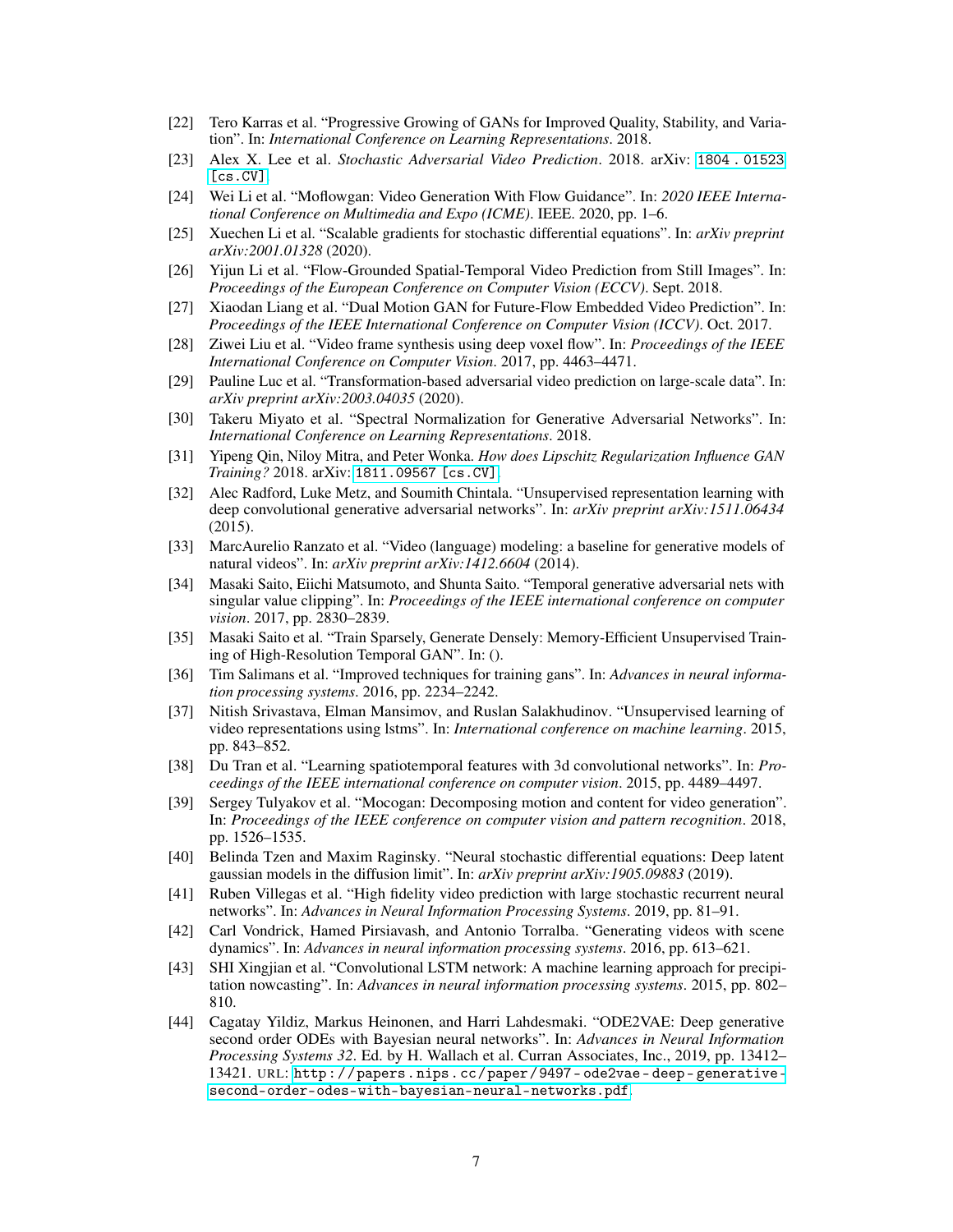[22] Tero Karras et al. "Progressive Growing of GANs for Improved Quality, Stability, and Variation". In: *International Conference on Learning Representations*. 2018.

[23] Alex X. Lee et al. *Stochastic Adversarial Video Prediction*. 2018. arXiv: 1804.01523 [cs.CV].

[24] Wei Li et al. "Moflowgan: Video Generation With Flow Guidance". In: *2020 IEEE International Conference on Multimedia and Expo (ICME)*. IEEE. 2020, pp. 1–6.

[25] Xuechen Li et al. "Scalable gradients for stochastic differential equations". In: *arXiv preprint arXiv:2001.01328* (2020).

[26] Yijun Li et al. "Flow-Grounded Spatial-Temporal Video Prediction from Still Images". In: *Proceedings of the European Conference on Computer Vision (ECCV)*. Sept. 2018.

[27] Xiaodan Liang et al. "Dual Motion GAN for Future-Flow Embedded Video Prediction". In: *Proceedings of the IEEE International Conference on Computer Vision (ICCV)*. Oct. 2017.

[28] Ziwei Liu et al. "Video frame synthesis using deep voxel flow". In: *Proceedings of the IEEE International Conference on Computer Vision*. 2017, pp. 4463–4471.

[29] Pauline Luc et al. "Transformation-based adversarial video prediction on large-scale data". In: *arXiv preprint arXiv:2003.04035* (2020).

[30] Takeru Miyato et al. "Spectral Normalization for Generative Adversarial Networks". In: *International Conference on Learning Representations*. 2018.

[31] Yipeng Qin, Niloy Mitra, and Peter Wonka. *How does Lipschitz Regularization Influence GAN Training?* 2018. arXiv: 1811.09567 [cs.CV].

[32] Alec Radford, Luke Metz, and Soumith Chintala. "Unsupervised representation learning with deep convolutional generative adversarial networks". In: *arXiv preprint arXiv:1511.06434* (2015).

[33] MarcAurelio Ranzato et al. "Video (language) modeling: a baseline for generative models of natural videos". In: *arXiv preprint arXiv:1412.6604* (2014).

[34] Masaki Saito, Eiichi Matsumoto, and Shunta Saito. "Temporal generative adversarial nets with singular value clipping". In: *Proceedings of the IEEE international conference on computer vision*. 2017, pp. 2830–2839.

[35] Masaki Saito et al. "Train Sparsely, Generate Densely: Memory-Efficient Unsupervised Training of High-Resolution Temporal GAN". In: ().

[36] Tim Salimans et al. "Improved techniques for training gans". In: *Advances in neural information processing systems*. 2016, pp. 2234–2242.

[37] Nitish Srivastava, Elman Mansimov, and Ruslan Salakhudinov. "Unsupervised learning of video representations using lstms". In: *International conference on machine learning*. 2015, pp. 843–852.

[38] Du Tran et al. "Learning spatiotemporal features with 3d convolutional networks". In: *Proceedings of the IEEE international conference on computer vision*. 2015, pp. 4489–4497.

[39] Sergey Tulyakov et al. "Mocogan: Decomposing motion and content for video generation". In: *Proceedings of the IEEE conference on computer vision and pattern recognition*. 2018, pp. 1526–1535.

[40] Belinda Tzen and Maxim Raginsky. "Neural stochastic differential equations: Deep latent gaussian models in the diffusion limit". In: *arXiv preprint arXiv:1905.09883* (2019).

[41] Ruben Villegas et al. "High fidelity video prediction with large stochastic recurrent neural networks". In: *Advances in Neural Information Processing Systems*. 2019, pp. 81–91.

[42] Carl Vondrick, Hamed Pirsiavash, and Antonio Torralba. "Generating videos with scene dynamics". In: *Advances in neural information processing systems*. 2016, pp. 613–621.

[43] SHI Xingjian et al. "Convolutional LSTM network: A machine learning approach for precipitation nowcasting". In: *Advances in neural information processing systems*. 2015, pp. 802–810.

[44] Cagatay Yildiz, Markus Heinonen, and Harri Lahdesmaki. "ODE2VAE: Deep generative second order ODEs with Bayesian neural networks". In: *Advances in Neural Information Processing Systems 32*. Ed. by H. Wallach et al. Curran Associates, Inc., 2019, pp. 13412–13421. URL: http://papers.nips.cc/paper/9497-ode2vae-deep-generative-second-order-odes-with-bayesian-neural-networks.pdf.